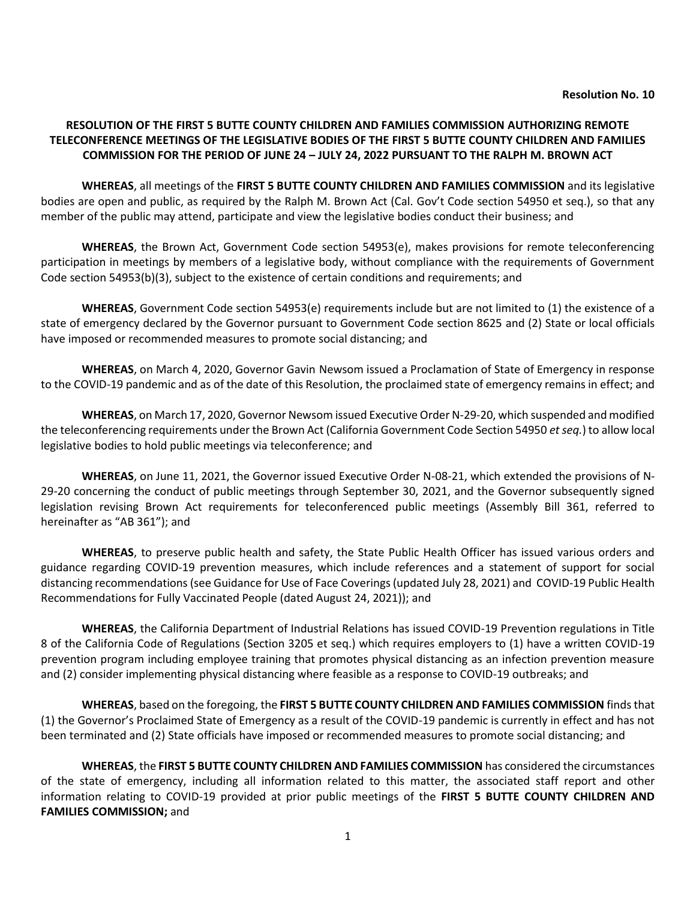**Resolution No. 10**

**RESOLUTION OF THE FIRST 5 BUTTE COUNTY CHILDREN AND FAMILIES COMMISSION AUTHORIZING REMOTE TELECONFERENCE MEETINGS OF THE LEGISLATIVE BODIES OF THE FIRST 5 BUTTE COUNTY CHILDREN AND FAMILIES COMMISSION FOR THE PERIOD OF JUNE 24 – JULY 24, 2022 PURSUANT TO THE RALPH M. BROWN ACT**

**WHEREAS**, all meetings of the **FIRST 5 BUTTE COUNTY CHILDREN AND FAMILIES COMMISSION** and its legislative bodies are open and public, as required by the Ralph M. Brown Act (Cal. Gov't Code section 54950 et seq.), so that any member of the public may attend, participate and view the legislative bodies conduct their business; and

**WHEREAS**, the Brown Act, Government Code section 54953(e), makes provisions for remote teleconferencing participation in meetings by members of a legislative body, without compliance with the requirements of Government Code section 54953(b)(3), subject to the existence of certain conditions and requirements; and

**WHEREAS**, Government Code section 54953(e) requirements include but are not limited to (1) the existence of a state of emergency declared by the Governor pursuant to Government Code section 8625 and (2) State or local officials have imposed or recommended measures to promote social distancing; and

**WHEREAS**, on March 4, 2020, Governor Gavin Newsom issued a Proclamation of State of Emergency in response to the COVID-19 pandemic and as of the date of this Resolution, the proclaimed state of emergency remains in effect; and

**WHEREAS**, on March 17, 2020, Governor Newsom issued Executive Order N-29-20, which suspended and modified the teleconferencing requirements under the Brown Act (California Government Code Section 54950 *et seq.*) to allow local legislative bodies to hold public meetings via teleconference; and

**WHEREAS**, on June 11, 2021, the Governor issued Executive Order N-08-21, which extended the provisions of N-29-20 concerning the conduct of public meetings through September 30, 2021, and the Governor subsequently signed legislation revising Brown Act requirements for teleconferenced public meetings (Assembly Bill 361, referred to hereinafter as "AB 361"); and

**WHEREAS**, to preserve public health and safety, the State Public Health Officer has issued various orders and guidance regarding COVID-19 prevention measures, which include references and a statement of support for social distancing recommendations (see Guidance for Use of Face Coverings (updated July 28, 2021) and COVID-19 Public Health Recommendations for Fully Vaccinated People (dated August 24, 2021)); and

**WHEREAS**, the California Department of Industrial Relations has issued COVID-19 Prevention regulations in Title 8 of the California Code of Regulations (Section 3205 et seq.) which requires employers to (1) have a written COVID-19 prevention program including employee training that promotes physical distancing as an infection prevention measure and (2) consider implementing physical distancing where feasible as a response to COVID-19 outbreaks; and

**WHEREAS**, based on the foregoing, the **FIRST 5 BUTTE COUNTY CHILDREN AND FAMILIES COMMISSION** finds that (1) the Governor's Proclaimed State of Emergency as a result of the COVID-19 pandemic is currently in effect and has not been terminated and (2) State officials have imposed or recommended measures to promote social distancing; and

**WHEREAS**, the **FIRST 5 BUTTE COUNTY CHILDREN AND FAMILIES COMMISSION** has considered the circumstances of the state of emergency, including all information related to this matter, the associated staff report and other information relating to COVID-19 provided at prior public meetings of the **FIRST 5 BUTTE COUNTY CHILDREN AND FAMILIES COMMISSION;** and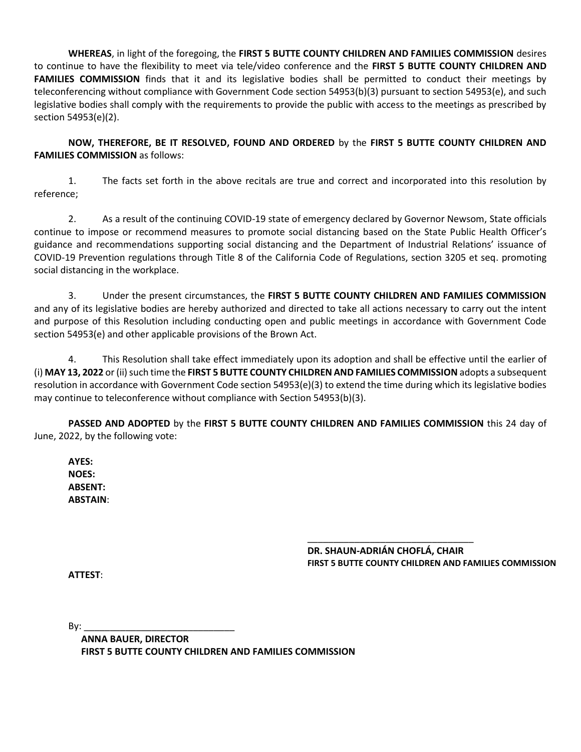**WHEREAS**, in light of the foregoing, the **FIRST 5 BUTTE COUNTY CHILDREN AND FAMILIES COMMISSION** desires to continue to have the flexibility to meet via tele/video conference and the **FIRST 5 BUTTE COUNTY CHILDREN AND FAMILIES COMMISSION** finds that it and its legislative bodies shall be permitted to conduct their meetings by teleconferencing without compliance with Government Code section 54953(b)(3) pursuant to section 54953(e), and such legislative bodies shall comply with the requirements to provide the public with access to the meetings as prescribed by section 54953(e)(2).

**NOW, THEREFORE, BE IT RESOLVED, FOUND AND ORDERED** by the **FIRST 5 BUTTE COUNTY CHILDREN AND FAMILIES COMMISSION** as follows:

1. The facts set forth in the above recitals are true and correct and incorporated into this resolution by reference;

2. As a result of the continuing COVID-19 state of emergency declared by Governor Newsom, State officials continue to impose or recommend measures to promote social distancing based on the State Public Health Officer's guidance and recommendations supporting social distancing and the Department of Industrial Relations' issuance of COVID-19 Prevention regulations through Title 8 of the California Code of Regulations, section 3205 et seq. promoting social distancing in the workplace.

3. Under the present circumstances, the **FIRST 5 BUTTE COUNTY CHILDREN AND FAMILIES COMMISSION** and any of its legislative bodies are hereby authorized and directed to take all actions necessary to carry out the intent and purpose of this Resolution including conducting open and public meetings in accordance with Government Code section 54953(e) and other applicable provisions of the Brown Act.

4. This Resolution shall take effect immediately upon its adoption and shall be effective until the earlier of (i) **MAY 13, 2022** or (ii) such time the **FIRST 5 BUTTE COUNTY CHILDREN AND FAMILIES COMMISSION** adopts a subsequent resolution in accordance with Government Code section 54953(e)(3) to extend the time during which its legislative bodies may continue to teleconference without compliance with Section 54953(b)(3).

**PASSED AND ADOPTED** by the **FIRST 5 BUTTE COUNTY CHILDREN AND FAMILIES COMMISSION** this 24 day of June, 2022, by the following vote:

**AYES:**
**NOES:**
**ABSENT:**
**ABSTAIN**:

_________________________________
**DR. SHAUN-ADRIÁN CHOFLÁ, CHAIR**
**FIRST 5 BUTTE COUNTY CHILDREN AND FAMILIES COMMISSION**

**ATTEST**:

By: _____________________________
**ANNA BAUER, DIRECTOR**
**FIRST 5 BUTTE COUNTY CHILDREN AND FAMILIES COMMISSION**